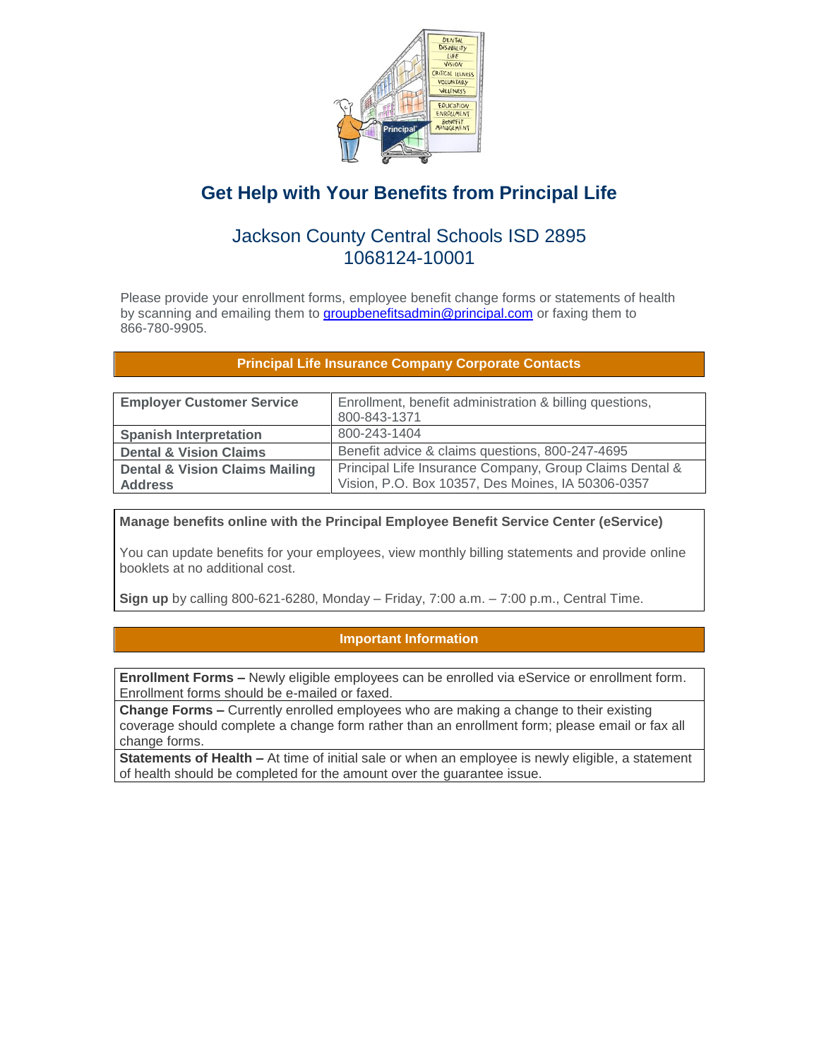# Get Help with Your Benefits from Principal Life

## Jackson County Central Schools ISD 2895
## 1068124-10001

Please provide your enrollment forms, employee benefit change forms or statements of health by scanning and emailing them to groupbenefitsadmin@principal.com or faxing them to 866-780-9905.

| Principal Life Insurance Company Corporate Contacts | |
|---|---|
| **Employer Customer Service** | Enrollment, benefit administration & billing questions, 800-843-1371 |
| **Spanish Interpretation** | 800-243-1404 |
| **Dental & Vision Claims** | Benefit advice & claims questions, 800-247-4695 |
| **Dental & Vision Claims Mailing Address** | Principal Life Insurance Company, Group Claims Dental & Vision, P.O. Box 10357, Des Moines, IA 50306-0357 |

**Manage benefits online with the Principal Employee Benefit Service Center (eService)**

You can update benefits for your employees, view monthly billing statements and provide online booklets at no additional cost.

**Sign up** by calling 800-621-6280, Monday – Friday, 7:00 a.m. – 7:00 p.m., Central Time.

## Important Information

**Enrollment Forms –** Newly eligible employees can be enrolled via eService or enrollment form. Enrollment forms should be e-mailed or faxed.

**Change Forms –** Currently enrolled employees who are making a change to their existing coverage should complete a change form rather than an enrollment form; please email or fax all change forms.

**Statements of Health –** At time of initial sale or when an employee is newly eligible, a statement of health should be completed for the amount over the guarantee issue.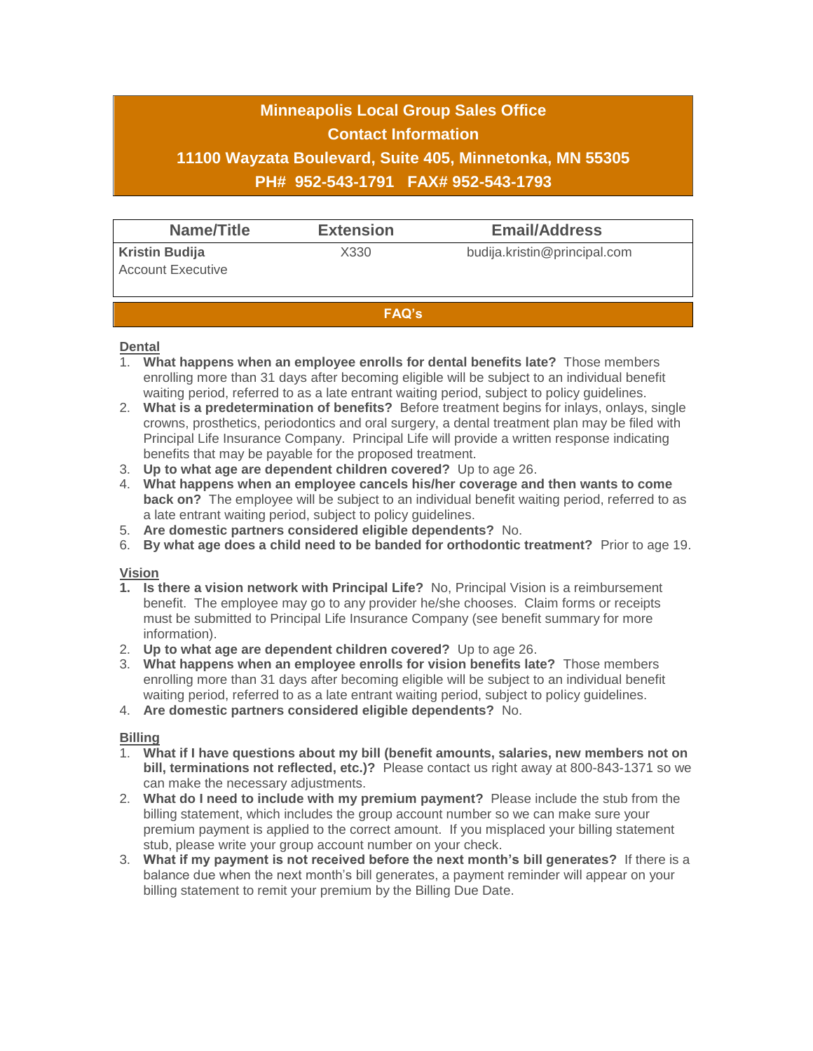## Minneapolis Local Group Sales Office

## Contact Information

## 11100 Wayzata Boulevard, Suite 405, Minnetonka, MN 55305

## PH# 952-543-1791 FAX# 952-543-1793

| Name/Title | Extension | Email/Address |
| --- | --- | --- |
| **Kristin Budija**<br>Account Executive | X330 | budija.kristin@principal.com |

## FAQ's

### Dental

1. **What happens when an employee enrolls for dental benefits late?** Those members enrolling more than 31 days after becoming eligible will be subject to an individual benefit waiting period, referred to as a late entrant waiting period, subject to policy guidelines.
2. **What is a predetermination of benefits?** Before treatment begins for inlays, onlays, single crowns, prosthetics, periodontics and oral surgery, a dental treatment plan may be filed with Principal Life Insurance Company. Principal Life will provide a written response indicating benefits that may be payable for the proposed treatment.
3. **Up to what age are dependent children covered?** Up to age 26.
4. **What happens when an employee cancels his/her coverage and then wants to come back on?** The employee will be subject to an individual benefit waiting period, referred to as a late entrant waiting period, subject to policy guidelines.
5. **Are domestic partners considered eligible dependents?** No.
6. **By what age does a child need to be banded for orthodontic treatment?** Prior to age 19.

### Vision

1. **Is there a vision network with Principal Life?** No, Principal Vision is a reimbursement benefit. The employee may go to any provider he/she chooses. Claim forms or receipts must be submitted to Principal Life Insurance Company (see benefit summary for more information).
2. **Up to what age are dependent children covered?** Up to age 26.
3. **What happens when an employee enrolls for vision benefits late?** Those members enrolling more than 31 days after becoming eligible will be subject to an individual benefit waiting period, referred to as a late entrant waiting period, subject to policy guidelines.
4. **Are domestic partners considered eligible dependents?** No.

### Billing

1. **What if I have questions about my bill (benefit amounts, salaries, new members not on bill, terminations not reflected, etc.)?** Please contact us right away at 800-843-1371 so we can make the necessary adjustments.
2. **What do I need to include with my premium payment?** Please include the stub from the billing statement, which includes the group account number so we can make sure your premium payment is applied to the correct amount. If you misplaced your billing statement stub, please write your group account number on your check.
3. **What if my payment is not received before the next month's bill generates?** If there is a balance due when the next month's bill generates, a payment reminder will appear on your billing statement to remit your premium by the Billing Due Date.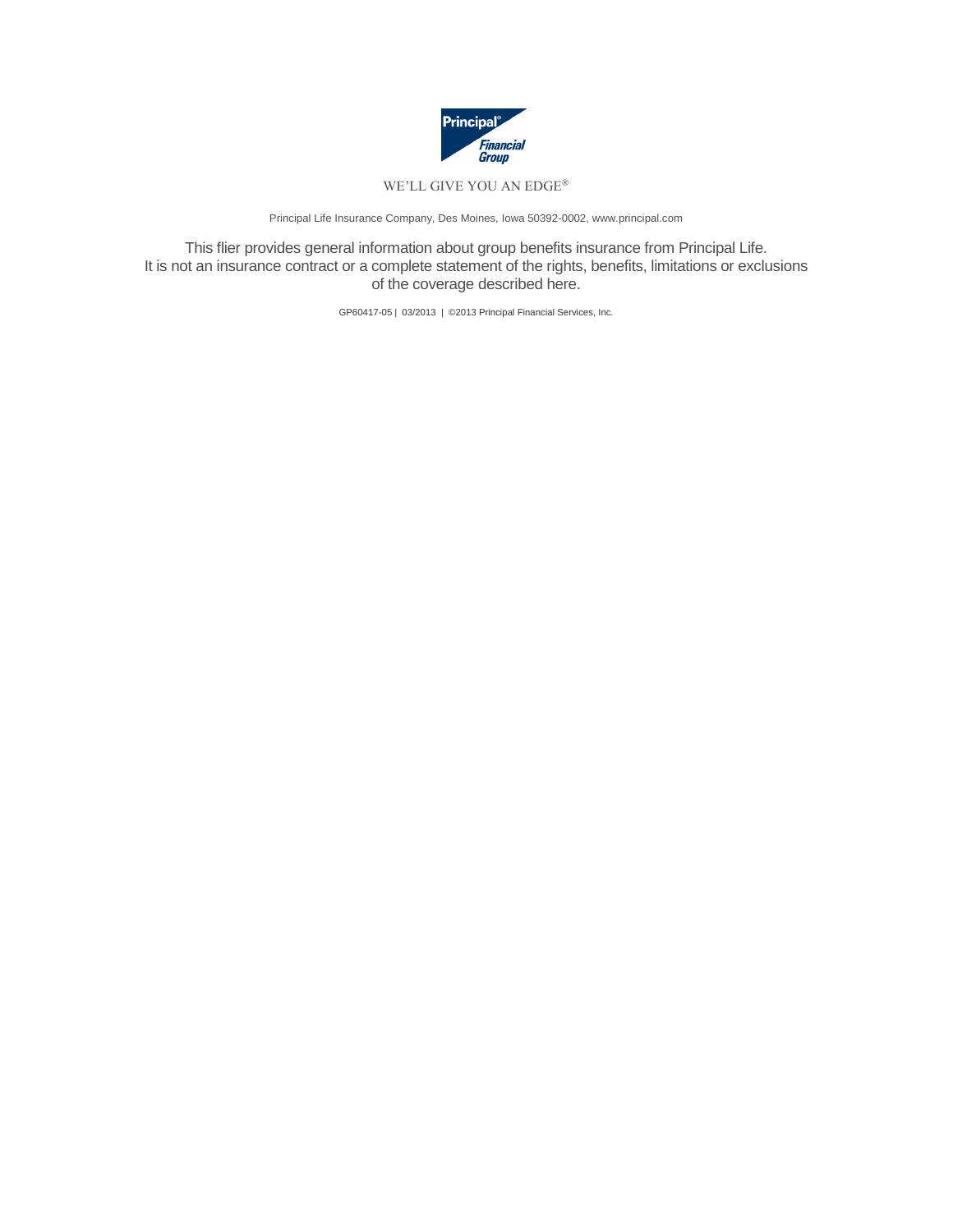Principal® Financial Group

WE'LL GIVE YOU AN EDGE®

Principal Life Insurance Company, Des Moines, Iowa 50392-0002, www.principal.com

This flier provides general information about group benefits insurance from Principal Life.
It is not an insurance contract or a complete statement of the rights, benefits, limitations or exclusions of the coverage described here.

GP60417-05 | 03/2013 | ©2013 Principal Financial Services, Inc.